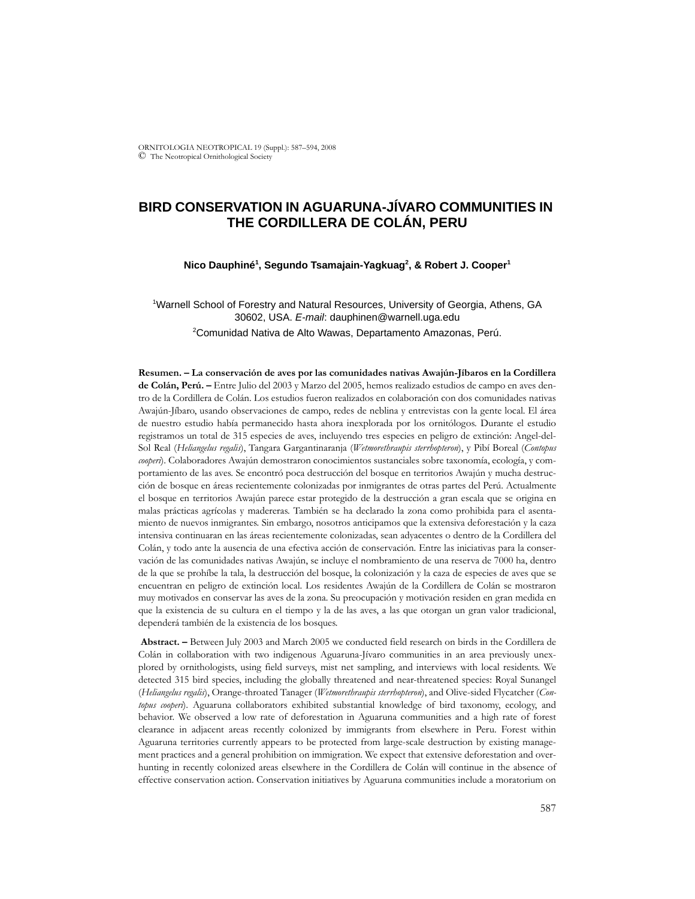# BIRD CONSERVATION IN AGUARUNA-JÍVARO COMMUNITIES IN THE CORDILLERA DE COLÁN, PERU

**Nico Dauphiné[1], Segundo Tsamajain-Yagkuag[2], & Robert J. Cooper[1]**

[1]Warnell School of Forestry and Natural Resources, University of Georgia, Athens, GA 30602, USA. *E-mail*: dauphinen@warnell.uga.edu

[2]Comunidad Nativa de Alto Wawas, Departamento Amazonas, Perú.

**Resumen. – La conservación de aves por las comunidades nativas Awajún-Jíbaros en la Cordillera de Colán, Perú. –** Entre Julio del 2003 y Marzo del 2005, hemos realizado estudios de campo en aves dentro de la Cordillera de Colán. Los estudios fueron realizados en colaboración con dos comunidades nativas Awajún-Jíbaro, usando observaciones de campo, redes de neblina y entrevistas con la gente local. El área de nuestro estudio había permanecido hasta ahora inexplorada por los ornitólogos. Durante el estudio registramos un total de 315 especies de aves, incluyendo tres especies en peligro de extinción: Angel-del-Sol Real (*Heliangelus regalis*), Tangara Gargantinaranja (*Wetmorethraupis sterrhopteron*), y Pibí Boreal (*Contopus cooperi*). Colaboradores Awajún demostraron conocimientos sustanciales sobre taxonomía, ecología, y comportamiento de las aves. Se encontró poca destrucción del bosque en territorios Awajún y mucha destrucción de bosque en áreas recientemente colonizadas por inmigrantes de otras partes del Perú. Actualmente el bosque en territorios Awajún parece estar protegido de la destrucción a gran escala que se origina en malas prácticas agrícolas y madereras. También se ha declarado la zona como prohibida para el asentamiento de nuevos inmigrantes. Sin embargo, nosotros anticipamos que la extensiva deforestación y la caza intensiva continuaran en las áreas recientemente colonizadas, sean adyacentes o dentro de la Cordillera del Colán, y todo ante la ausencia de una efectiva acción de conservación. Entre las iniciativas para la conservación de las comunidades nativas Awajún, se incluye el nombramiento de una reserva de 7000 ha, dentro de la que se prohíbe la tala, la destrucción del bosque, la colonización y la caza de especies de aves que se encuentran en peligro de extinción local. Los residentes Awajún de la Cordillera de Colán se mostraron muy motivados en conservar las aves de la zona. Su preocupación y motivación residen en gran medida en que la existencia de su cultura en el tiempo y la de las aves, a las que otorgan un gran valor tradicional, dependerá también de la existencia de los bosques.

**Abstract. –** Between July 2003 and March 2005 we conducted field research on birds in the Cordillera de Colán in collaboration with two indigenous Aguaruna-Jívaro communities in an area previously unexplored by ornithologists, using field surveys, mist net sampling, and interviews with local residents. We detected 315 bird species, including the globally threatened and near-threatened species: Royal Sunangel (*Heliangelus regalis*), Orange-throated Tanager (*Wetmorethraupis sterrhopteron*), and Olive-sided Flycatcher (*Contopus cooperi*). Aguaruna collaborators exhibited substantial knowledge of bird taxonomy, ecology, and behavior. We observed a low rate of deforestation in Aguaruna communities and a high rate of forest clearance in adjacent areas recently colonized by immigrants from elsewhere in Peru. Forest within Aguaruna territories currently appears to be protected from large-scale destruction by existing management practices and a general prohibition on immigration. We expect that extensive deforestation and overhunting in recently colonized areas elsewhere in the Cordillera de Colán will continue in the absence of effective conservation action. Conservation initiatives by Aguaruna communities include a moratorium on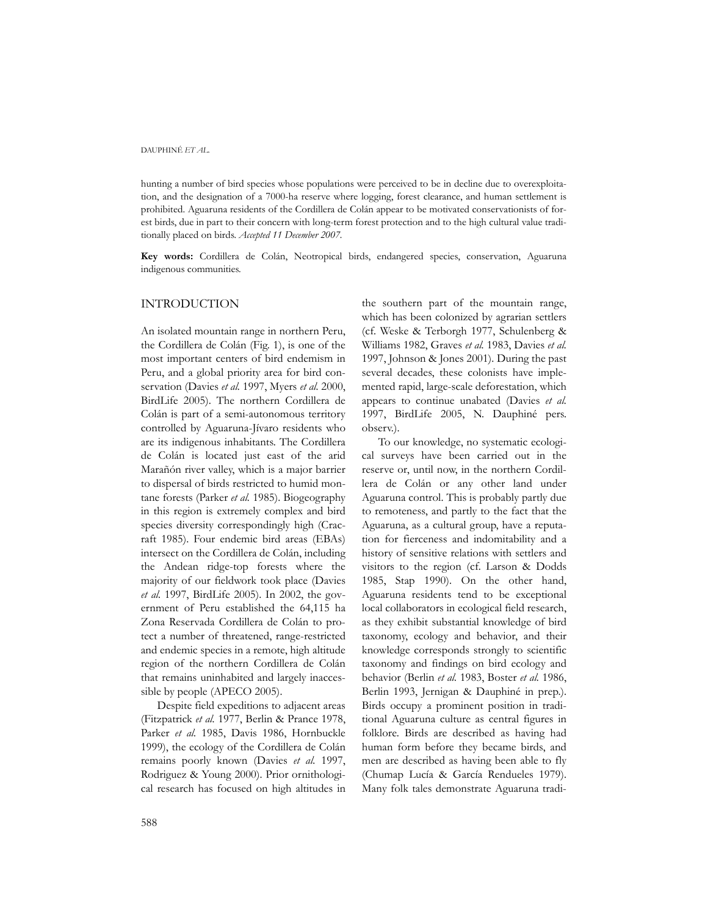hunting a number of bird species whose populations were perceived to be in decline due to overexploitation, and the designation of a 7000-ha reserve where logging, forest clearance, and human settlement is prohibited. Aguaruna residents of the Cordillera de Colán appear to be motivated conservationists of forest birds, due in part to their concern with long-term forest protection and to the high cultural value traditionally placed on birds. *Accepted 11 December 2007.*

**Key words:** Cordillera de Colán, Neotropical birds, endangered species, conservation, Aguaruna indigenous communities.

## INTRODUCTION

An isolated mountain range in northern Peru, the Cordillera de Colán (Fig. 1), is one of the most important centers of bird endemism in Peru, and a global priority area for bird conservation (Davies *et al.* 1997, Myers *et al.* 2000, BirdLife 2005). The northern Cordillera de Colán is part of a semi-autonomous territory controlled by Aguaruna-Jívaro residents who are its indigenous inhabitants. The Cordillera de Colán is located just east of the arid Marañón river valley, which is a major barrier to dispersal of birds restricted to humid montane forests (Parker *et al.* 1985). Biogeography in this region is extremely complex and bird species diversity correspondingly high (Cracraft 1985). Four endemic bird areas (EBAs) intersect on the Cordillera de Colán, including the Andean ridge-top forests where the majority of our fieldwork took place (Davies *et al.* 1997, BirdLife 2005). In 2002, the government of Peru established the 64,115 ha Zona Reservada Cordillera de Colán to protect a number of threatened, range-restricted and endemic species in a remote, high altitude region of the northern Cordillera de Colán that remains uninhabited and largely inaccessible by people (APECO 2005).

Despite field expeditions to adjacent areas (Fitzpatrick *et al.* 1977, Berlin & Prance 1978, Parker *et al.* 1985, Davis 1986, Hornbuckle 1999), the ecology of the Cordillera de Colán remains poorly known (Davies *et al.* 1997, Rodriguez & Young 2000). Prior ornithological research has focused on high altitudes in the southern part of the mountain range, which has been colonized by agrarian settlers (cf. Weske & Terborgh 1977, Schulenberg & Williams 1982, Graves *et al.* 1983, Davies *et al.* 1997, Johnson & Jones 2001). During the past several decades, these colonists have implemented rapid, large-scale deforestation, which appears to continue unabated (Davies *et al.* 1997, BirdLife 2005, N. Dauphiné pers. observ.).

To our knowledge, no systematic ecological surveys have been carried out in the reserve or, until now, in the northern Cordillera de Colán or any other land under Aguaruna control. This is probably partly due to remoteness, and partly to the fact that the Aguaruna, as a cultural group, have a reputation for fierceness and indomitability and a history of sensitive relations with settlers and visitors to the region (cf. Larson & Dodds 1985, Stap 1990). On the other hand, Aguaruna residents tend to be exceptional local collaborators in ecological field research, as they exhibit substantial knowledge of bird taxonomy, ecology and behavior, and their knowledge corresponds strongly to scientific taxonomy and findings on bird ecology and behavior (Berlin *et al.* 1983, Boster *et al.* 1986, Berlin 1993, Jernigan & Dauphiné in prep.). Birds occupy a prominent position in traditional Aguaruna culture as central figures in folklore. Birds are described as having had human form before they became birds, and men are described as having been able to fly (Chumap Lucía & García Rendueles 1979). Many folk tales demonstrate Aguaruna tradi-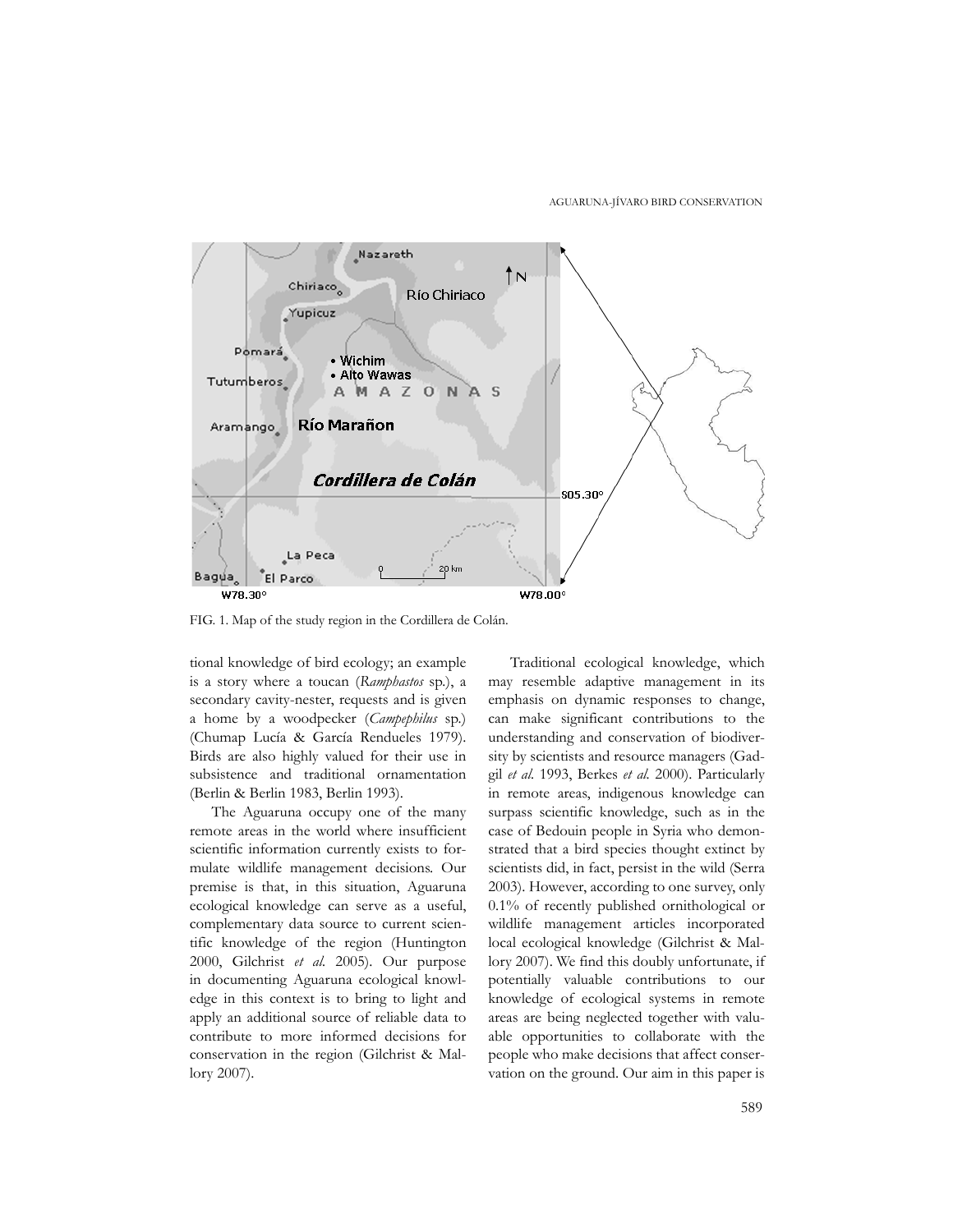FIG. 1. Map of the study region in the Cordillera de Colán.

tional knowledge of bird ecology; an example is a story where a toucan (*Ramphastos* sp.), a secondary cavity-nester, requests and is given a home by a woodpecker (*Campephilus* sp.) (Chumap Lucía & García Rendueles 1979). Birds are also highly valued for their use in subsistence and traditional ornamentation (Berlin & Berlin 1983, Berlin 1993).

The Aguaruna occupy one of the many remote areas in the world where insufficient scientific information currently exists to formulate wildlife management decisions. Our premise is that, in this situation, Aguaruna ecological knowledge can serve as a useful, complementary data source to current scientific knowledge of the region (Huntington 2000, Gilchrist *et al.* 2005). Our purpose in documenting Aguaruna ecological knowledge in this context is to bring to light and apply an additional source of reliable data to contribute to more informed decisions for conservation in the region (Gilchrist & Mallory 2007).

Traditional ecological knowledge, which may resemble adaptive management in its emphasis on dynamic responses to change, can make significant contributions to the understanding and conservation of biodiversity by scientists and resource managers (Gadgil *et al.* 1993, Berkes *et al.* 2000). Particularly in remote areas, indigenous knowledge can surpass scientific knowledge, such as in the case of Bedouin people in Syria who demonstrated that a bird species thought extinct by scientists did, in fact, persist in the wild (Serra 2003). However, according to one survey, only 0.1% of recently published ornithological or wildlife management articles incorporated local ecological knowledge (Gilchrist & Mallory 2007). We find this doubly unfortunate, if potentially valuable contributions to our knowledge of ecological systems in remote areas are being neglected together with valuable opportunities to collaborate with the people who make decisions that affect conservation on the ground. Our aim in this paper is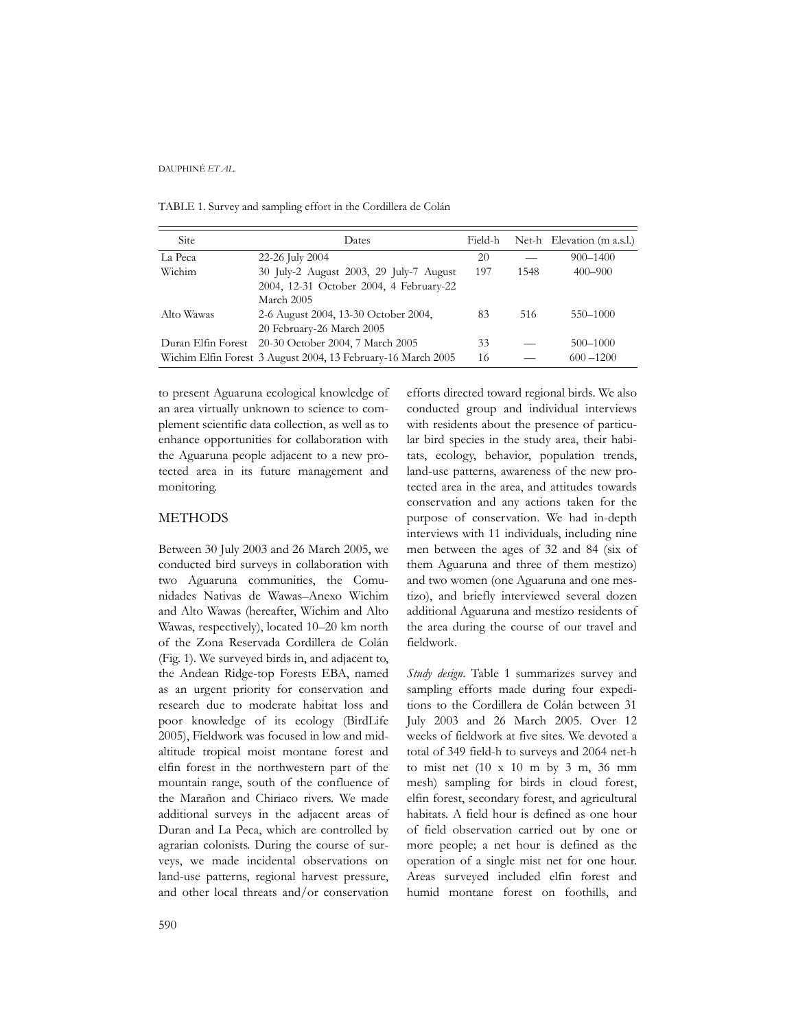TABLE 1. Survey and sampling effort in the Cordillera de Colán

| Site | Dates | Field-h | Net-h | Elevation (m a.s.l.) |
| --- | --- | --- | --- | --- |
| La Peca | 22-26 July 2004 | 20 | — | 900–1400 |
| Wichim | 30 July-2 August 2003, 29 July-7 August 2004, 12-31 October 2004, 4 February-22 March 2005 | 197 | 1548 | 400–900 |
| Alto Wawas | 2-6 August 2004, 13-30 October 2004, 20 February-26 March 2005 | 83 | 516 | 550–1000 |
| Duran Elfin Forest | 20-30 October 2004, 7 March 2005 | 33 | — | 500–1000 |
| Wichim Elfin Forest | 3 August 2004, 13 February-16 March 2005 | 16 | — | 600 –1200 |

to present Aguaruna ecological knowledge of an area virtually unknown to science to complement scientific data collection, as well as to enhance opportunities for collaboration with the Aguaruna people adjacent to a new protected area in its future management and monitoring.

## METHODS

Between 30 July 2003 and 26 March 2005, we conducted bird surveys in collaboration with two Aguaruna communities, the Comunidades Nativas de Wawas–Anexo Wichim and Alto Wawas (hereafter, Wichim and Alto Wawas, respectively), located 10–20 km north of the Zona Reservada Cordillera de Colán (Fig. 1). We surveyed birds in, and adjacent to, the Andean Ridge-top Forests EBA, named as an urgent priority for conservation and research due to moderate habitat loss and poor knowledge of its ecology (BirdLife 2005), Fieldwork was focused in low and mid-altitude tropical moist montane forest and elfin forest in the northwestern part of the mountain range, south of the confluence of the Marañon and Chiriaco rivers. We made additional surveys in the adjacent areas of Duran and La Peca, which are controlled by agrarian colonists. During the course of surveys, we made incidental observations on land-use patterns, regional harvest pressure, and other local threats and/or conservation efforts directed toward regional birds. We also conducted group and individual interviews with residents about the presence of particular bird species in the study area, their habitats, ecology, behavior, population trends, land-use patterns, awareness of the new protected area in the area, and attitudes towards conservation and any actions taken for the purpose of conservation. We had in-depth interviews with 11 individuals, including nine men between the ages of 32 and 84 (six of them Aguaruna and three of them mestizo) and two women (one Aguaruna and one mestizo), and briefly interviewed several dozen additional Aguaruna and mestizo residents of the area during the course of our travel and fieldwork.

*Study design.* Table 1 summarizes survey and sampling efforts made during four expeditions to the Cordillera de Colán between 31 July 2003 and 26 March 2005. Over 12 weeks of fieldwork at five sites. We devoted a total of 349 field-h to surveys and 2064 net-h to mist net (10 x 10 m by 3 m, 36 mm mesh) sampling for birds in cloud forest, elfin forest, secondary forest, and agricultural habitats. A field hour is defined as one hour of field observation carried out by one or more people; a net hour is defined as the operation of a single mist net for one hour. Areas surveyed included elfin forest and humid montane forest on foothills, and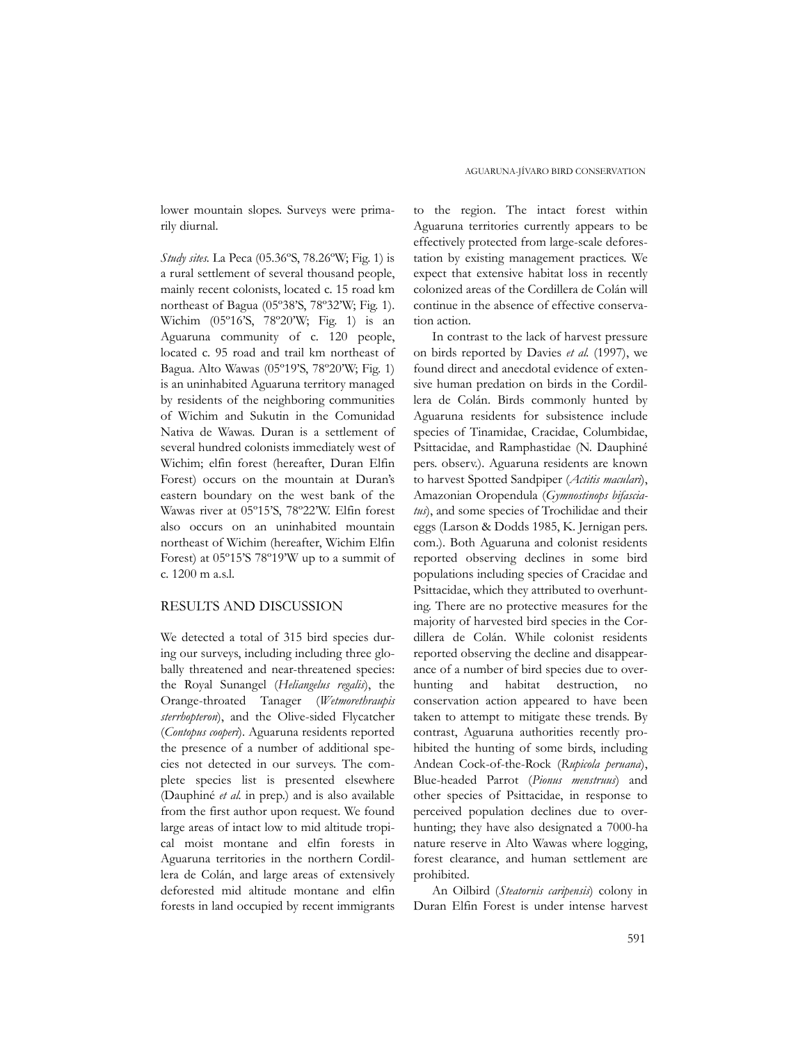lower mountain slopes. Surveys were primarily diurnal.

*Study sites.* La Peca (05.36ºS, 78.26ºW; Fig. 1) is a rural settlement of several thousand people, mainly recent colonists, located c. 15 road km northeast of Bagua (05º38'S, 78º32'W; Fig. 1). Wichim (05º16'S, 78º20'W; Fig. 1) is an Aguaruna community of c. 120 people, located c. 95 road and trail km northeast of Bagua. Alto Wawas (05º19'S, 78º20'W; Fig. 1) is an uninhabited Aguaruna territory managed by residents of the neighboring communities of Wichim and Sukutin in the Comunidad Nativa de Wawas. Duran is a settlement of several hundred colonists immediately west of Wichim; elfin forest (hereafter, Duran Elfin Forest) occurs on the mountain at Duran's eastern boundary on the west bank of the Wawas river at 05º15'S, 78º22'W. Elfin forest also occurs on an uninhabited mountain northeast of Wichim (hereafter, Wichim Elfin Forest) at 05º15'S 78º19'W up to a summit of c. 1200 m a.s.l.

## RESULTS AND DISCUSSION

We detected a total of 315 bird species during our surveys, including including three globally threatened and near-threatened species: the Royal Sunangel (*Heliangelus regalis*), the Orange-throated Tanager (*Wetmorethraupis sterrhopteron*), and the Olive-sided Flycatcher (*Contopus cooperi*). Aguaruna residents reported the presence of a number of additional species not detected in our surveys. The complete species list is presented elsewhere (Dauphiné *et al.* in prep.) and is also available from the first author upon request. We found large areas of intact low to mid altitude tropical moist montane and elfin forests in Aguaruna territories in the northern Cordillera de Colán, and large areas of extensively deforested mid altitude montane and elfin forests in land occupied by recent immigrants to the region. The intact forest within Aguaruna territories currently appears to be effectively protected from large-scale deforestation by existing management practices. We expect that extensive habitat loss in recently colonized areas of the Cordillera de Colán will continue in the absence of effective conservation action.

In contrast to the lack of harvest pressure on birds reported by Davies *et al.* (1997), we found direct and anecdotal evidence of extensive human predation on birds in the Cordillera de Colán. Birds commonly hunted by Aguaruna residents for subsistence include species of Tinamidae, Cracidae, Columbidae, Psittacidae, and Ramphastidae (N. Dauphiné pers. observ.). Aguaruna residents are known to harvest Spotted Sandpiper (*Actitis macularis*), Amazonian Oropendula (*Gymnostinops bifasciatus*), and some species of Trochilidae and their eggs (Larson & Dodds 1985, K. Jernigan pers. com.). Both Aguaruna and colonist residents reported observing declines in some bird populations including species of Cracidae and Psittacidae, which they attributed to overhunting. There are no protective measures for the majority of harvested bird species in the Cordillera de Colán. While colonist residents reported observing the decline and disappearance of a number of bird species due to overhunting and habitat destruction, no conservation action appeared to have been taken to attempt to mitigate these trends. By contrast, Aguaruna authorities recently prohibited the hunting of some birds, including Andean Cock-of-the-Rock (*Rupicola peruana*), Blue-headed Parrot (*Pionus menstruus*) and other species of Psittacidae, in response to perceived population declines due to overhunting; they have also designated a 7000-ha nature reserve in Alto Wawas where logging, forest clearance, and human settlement are prohibited.

An Oilbird (*Steatornis caripensis*) colony in Duran Elfin Forest is under intense harvest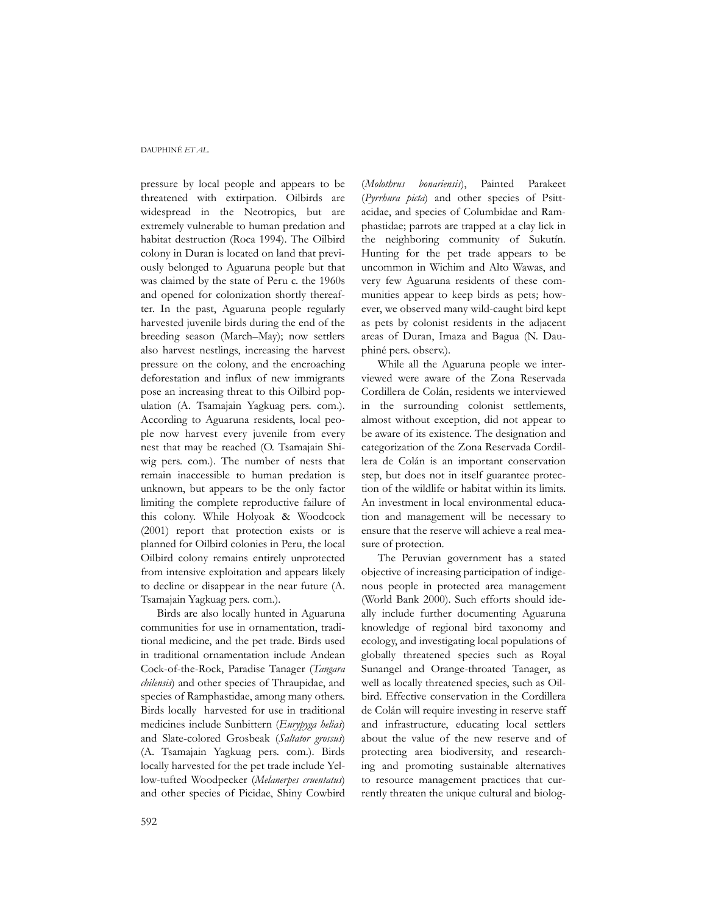pressure by local people and appears to be threatened with extirpation. Oilbirds are widespread in the Neotropics, but are extremely vulnerable to human predation and habitat destruction (Roca 1994). The Oilbird colony in Duran is located on land that previously belonged to Aguaruna people but that was claimed by the state of Peru c. the 1960s and opened for colonization shortly thereafter. In the past, Aguaruna people regularly harvested juvenile birds during the end of the breeding season (March–May); now settlers also harvest nestlings, increasing the harvest pressure on the colony, and the encroaching deforestation and influx of new immigrants pose an increasing threat to this Oilbird population (A. Tsamajain Yagkuag pers. com.). According to Aguaruna residents, local people now harvest every juvenile from every nest that may be reached (O. Tsamajain Shiwig pers. com.). The number of nests that remain inaccessible to human predation is unknown, but appears to be the only factor limiting the complete reproductive failure of this colony. While Holyoak & Woodcock (2001) report that protection exists or is planned for Oilbird colonies in Peru, the local Oilbird colony remains entirely unprotected from intensive exploitation and appears likely to decline or disappear in the near future (A. Tsamajain Yagkuag pers. com.).

Birds are also locally hunted in Aguaruna communities for use in ornamentation, traditional medicine, and the pet trade. Birds used in traditional ornamentation include Andean Cock-of-the-Rock, Paradise Tanager (*Tangara chilensis*) and other species of Thraupidae, and species of Ramphastidae, among many others. Birds locally harvested for use in traditional medicines include Sunbittern (*Eurypyga helias*) and Slate-colored Grosbeak (*Saltator grossus*) (A. Tsamajain Yagkuag pers. com.). Birds locally harvested for the pet trade include Yellow-tufted Woodpecker (*Melanerpes cruentatus*) and other species of Picidae, Shiny Cowbird (*Molothrus bonariensis*), Painted Parakeet (*Pyrrhura picta*) and other species of Psittacidae, and species of Columbidae and Ramphastidae; parrots are trapped at a clay lick in the neighboring community of Sukutín. Hunting for the pet trade appears to be uncommon in Wichim and Alto Wawas, and very few Aguaruna residents of these communities appear to keep birds as pets; however, we observed many wild-caught bird kept as pets by colonist residents in the adjacent areas of Duran, Imaza and Bagua (N. Dauphiné pers. observ.).

While all the Aguaruna people we interviewed were aware of the Zona Reservada Cordillera de Colán, residents we interviewed in the surrounding colonist settlements, almost without exception, did not appear to be aware of its existence. The designation and categorization of the Zona Reservada Cordillera de Colán is an important conservation step, but does not in itself guarantee protection of the wildlife or habitat within its limits. An investment in local environmental education and management will be necessary to ensure that the reserve will achieve a real measure of protection.

The Peruvian government has a stated objective of increasing participation of indigenous people in protected area management (World Bank 2000). Such efforts should ideally include further documenting Aguaruna knowledge of regional bird taxonomy and ecology, and investigating local populations of globally threatened species such as Royal Sunangel and Orange-throated Tanager, as well as locally threatened species, such as Oilbird. Effective conservation in the Cordillera de Colán will require investing in reserve staff and infrastructure, educating local settlers about the value of the new reserve and of protecting area biodiversity, and researching and promoting sustainable alternatives to resource management practices that currently threaten the unique cultural and biolog-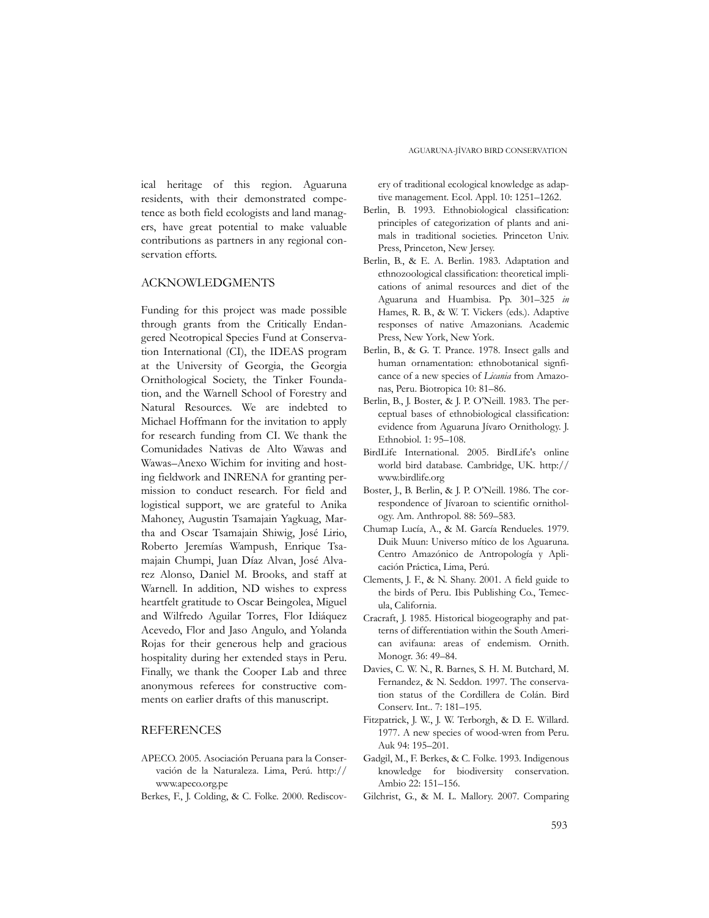ical heritage of this region. Aguaruna residents, with their demonstrated competence as both field ecologists and land managers, have great potential to make valuable contributions as partners in any regional conservation efforts.

## ACKNOWLEDGMENTS

Funding for this project was made possible through grants from the Critically Endangered Neotropical Species Fund at Conservation International (CI), the IDEAS program at the University of Georgia, the Georgia Ornithological Society, the Tinker Foundation, and the Warnell School of Forestry and Natural Resources. We are indebted to Michael Hoffmann for the invitation to apply for research funding from CI. We thank the Comunidades Nativas de Alto Wawas and Wawas–Anexo Wichim for inviting and hosting fieldwork and INRENA for granting permission to conduct research. For field and logistical support, we are grateful to Anika Mahoney, Augustin Tsamajain Yagkuag, Martha and Oscar Tsamajain Shiwig, José Lirio, Roberto Jeremías Wampush, Enrique Tsamajain Chumpi, Juan Díaz Alvan, José Alvarez Alonso, Daniel M. Brooks, and staff at Warnell. In addition, ND wishes to express heartfelt gratitude to Oscar Beingolea, Miguel and Wilfredo Aguilar Torres, Flor Idiáquez Acevedo, Flor and Jaso Angulo, and Yolanda Rojas for their generous help and gracious hospitality during her extended stays in Peru. Finally, we thank the Cooper Lab and three anonymous referees for constructive comments on earlier drafts of this manuscript.

## REFERENCES

APECO. 2005. Asociación Peruana para la Conservación de la Naturaleza. Lima, Perú. http://www.apeco.org.pe

Berkes, F., J. Colding, & C. Folke. 2000. Rediscovery of traditional ecological knowledge as adaptive management. Ecol. Appl. 10: 1251–1262.

Berlin, B. 1993. Ethnobiological classification: principles of categorization of plants and animals in traditional societies. Princeton Univ. Press, Princeton, New Jersey.

Berlin, B., & E. A. Berlin. 1983. Adaptation and ethnozoological classification: theoretical implications of animal resources and diet of the Aguaruna and Huambisa. Pp. 301–325 *in* Hames, R. B., & W. T. Vickers (eds.). Adaptive responses of native Amazonians. Academic Press, New York, New York.

Berlin, B., & G. T. Prance. 1978. Insect galls and human ornamentation: ethnobotanical signficance of a new species of *Licania* from Amazonas, Peru. Biotropica 10: 81–86.

Berlin, B., J. Boster, & J. P. O'Neill. 1983. The perceptual bases of ethnobiological classification: evidence from Aguaruna Jívaro Ornithology. J. Ethnobiol. 1: 95–108.

BirdLife International. 2005. BirdLife's online world bird database. Cambridge, UK. http://www.birdlife.org

Boster, J., B. Berlin, & J. P. O'Neill. 1986. The correspondence of Jívaroan to scientific ornithology. Am. Anthropol. 88: 569–583.

Chumap Lucía, A., & M. García Rendueles. 1979. Duik Muun: Universo mítico de los Aguaruna. Centro Amazónico de Antropología y Aplicación Práctica, Lima, Perú.

Clements, J. F., & N. Shany. 2001. A field guide to the birds of Peru. Ibis Publishing Co., Temecula, California.

Cracraft, J. 1985. Historical biogeography and patterns of differentiation within the South American avifauna: areas of endemism. Ornith. Monogr. 36: 49–84.

Davies, C. W. N., R. Barnes, S. H. M. Butchard, M. Fernandez, & N. Seddon. 1997. The conservation status of the Cordillera de Colán. Bird Conserv. Int.. 7: 181–195.

Fitzpatrick, J. W., J. W. Terborgh, & D. E. Willard. 1977. A new species of wood-wren from Peru. Auk 94: 195–201.

Gadgil, M., F. Berkes, & C. Folke. 1993. Indigenous knowledge for biodiversity conservation. Ambio 22: 151–156.

Gilchrist, G., & M. L. Mallory. 2007. Comparing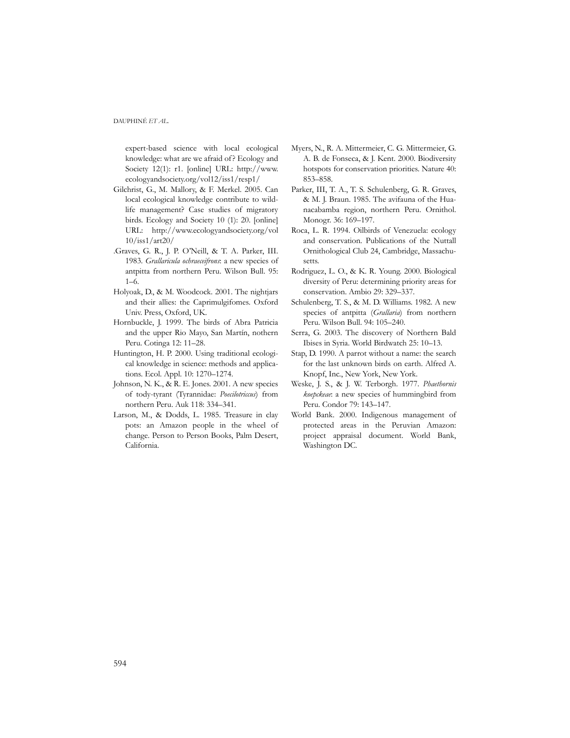expert-based science with local ecological knowledge: what are we afraid of? Ecology and Society 12(1): r1. [online] URL: http://www.ecologyandsociety.org/vol12/iss1/resp1/

Gilchrist, G., M. Mallory, & F. Merkel. 2005. Can local ecological knowledge contribute to wildlife management? Case studies of migratory birds. Ecology and Society 10 (1): 20. [online] URL: http://www.ecologyandsociety.org/vol10/iss1/art20/

.Graves, G. R., J. P. O'Neill, & T. A. Parker, III. 1983. *Grallaricula ochraceifrons*: a new species of antpitta from northern Peru. Wilson Bull. 95: 1–6.

Holyoak, D., & M. Woodcock. 2001. The nightjars and their allies: the Caprimulgifomes. Oxford Univ. Press, Oxford, UK.

Hornbuckle, J. 1999. The birds of Abra Patricia and the upper Rio Mayo, San Martín, northern Peru. Cotinga 12: 11–28.

Huntington, H. P. 2000. Using traditional ecological knowledge in science: methods and applications. Ecol. Appl. 10: 1270–1274.

Johnson, N. K., & R. E. Jones. 2001. A new species of tody-tyrant (Tyrannidae: *Poecilotriccus*) from northern Peru. Auk 118: 334–341.

Larson, M., & Dodds, L. 1985. Treasure in clay pots: an Amazon people in the wheel of change. Person to Person Books, Palm Desert, California.

Myers, N., R. A. Mittermeier, C. G. Mittermeier, G. A. B. de Fonseca, & J. Kent. 2000. Biodiversity hotspots for conservation priorities. Nature 40: 853–858.

Parker, III, T. A., T. S. Schulenberg, G. R. Graves, & M. J. Braun. 1985. The avifauna of the Huanacabamba region, northern Peru. Ornithol. Monogr. 36: 169–197.

Roca, L. R. 1994. Oilbirds of Venezuela: ecology and conservation. Publications of the Nuttall Ornithological Club 24, Cambridge, Massachusetts.

Rodriguez, L. O., & K. R. Young. 2000. Biological diversity of Peru: determining priority areas for conservation. Ambio 29: 329–337.

Schulenberg, T. S., & M. D. Williams. 1982. A new species of antpitta (*Grallaria*) from northern Peru. Wilson Bull. 94: 105–240.

Serra, G. 2003. The discovery of Northern Bald Ibises in Syria. World Birdwatch 25: 10–13.

Stap, D. 1990. A parrot without a name: the search for the last unknown birds on earth. Alfred A. Knopf, Inc., New York, New York.

Weske, J. S., & J. W. Terborgh. 1977. *Phaethornis koepckeae*: a new species of hummingbird from Peru. Condor 79: 143–147.

World Bank. 2000. Indigenous management of protected areas in the Peruvian Amazon: project appraisal document. World Bank, Washington DC.